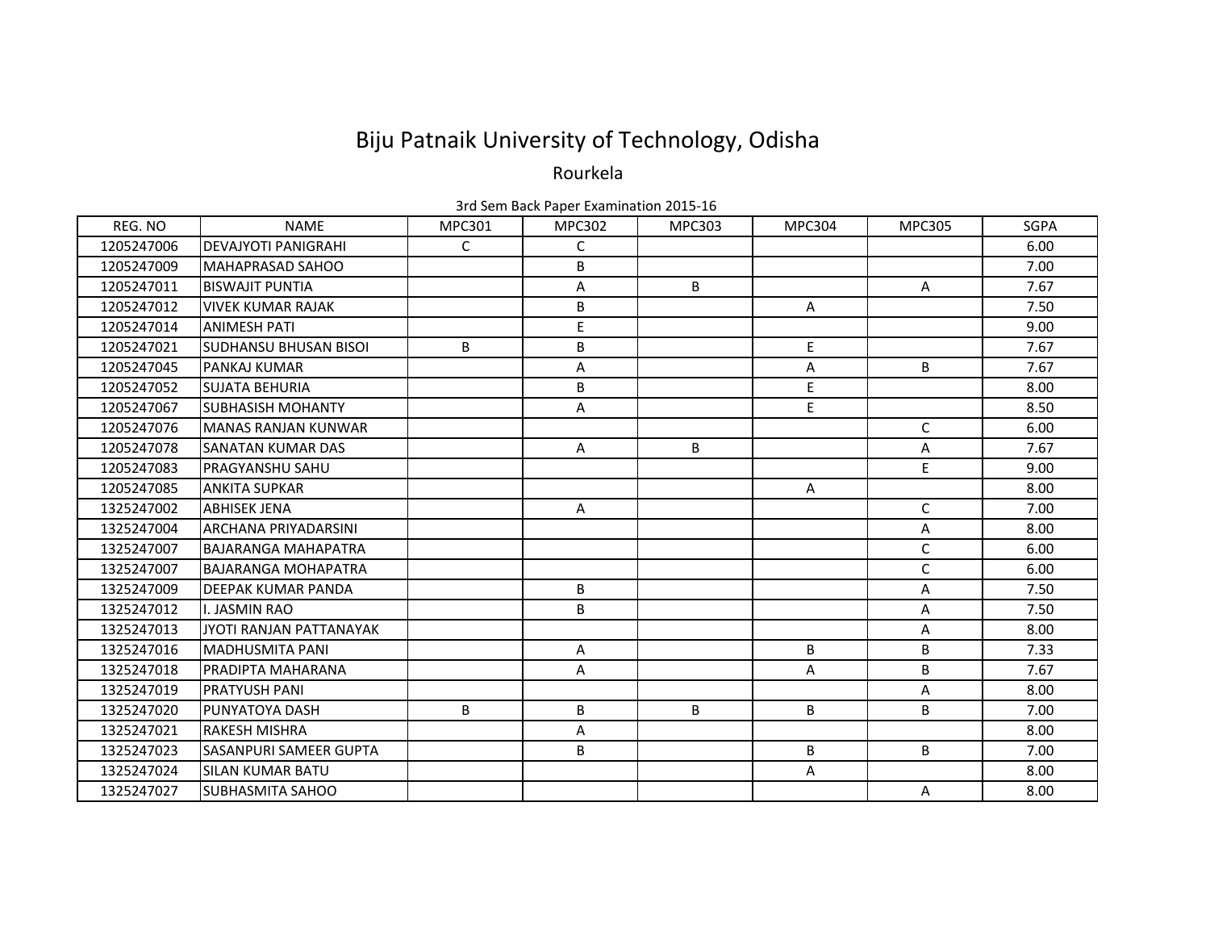# Biju Patnaik University of Technology, Odisha

## Rourkela

3rd Sem Back Paper Examination 2015-16

| REG. NO | NAME | MPC301 | MPC302 | MPC303 | MPC304 | MPC305 | SGPA |
|---|---|---|---|---|---|---|---|
| 1205247006 | DEVAJYOTI PANIGRAHI | C | C | | | | 6.00 |
| 1205247009 | MAHAPRASAD SAHOO | | B | | | | 7.00 |
| 1205247011 | BISWAJIT PUNTIA | | A | B | | A | 7.67 |
| 1205247012 | VIVEK KUMAR RAJAK | | B | | A | | 7.50 |
| 1205247014 | ANIMESH PATI | | E | | | | 9.00 |
| 1205247021 | SUDHANSU BHUSAN BISOI | B | B | | E | | 7.67 |
| 1205247045 | PANKAJ KUMAR | | A | | A | B | 7.67 |
| 1205247052 | SUJATA BEHURIA | | B | | E | | 8.00 |
| 1205247067 | SUBHASISH MOHANTY | | A | | E | | 8.50 |
| 1205247076 | MANAS RANJAN KUNWAR | | | | | C | 6.00 |
| 1205247078 | SANATAN KUMAR DAS | | A | B | | A | 7.67 |
| 1205247083 | PRAGYANSHU SAHU | | | | | E | 9.00 |
| 1205247085 | ANKITA SUPKAR | | | | A | | 8.00 |
| 1325247002 | ABHISEK JENA | | A | | | C | 7.00 |
| 1325247004 | ARCHANA PRIYADARSINI | | | | | A | 8.00 |
| 1325247007 | BAJARANGA MAHAPATRA | | | | | C | 6.00 |
| 1325247007 | BAJARANGA MOHAPATRA | | | | | C | 6.00 |
| 1325247009 | DEEPAK KUMAR PANDA | | B | | | A | 7.50 |
| 1325247012 | I. JASMIN RAO | | B | | | A | 7.50 |
| 1325247013 | JYOTI RANJAN PATTANAYAK | | | | | A | 8.00 |
| 1325247016 | MADHUSMITA PANI | | A | | B | B | 7.33 |
| 1325247018 | PRADIPTA MAHARANA | | A | | A | B | 7.67 |
| 1325247019 | PRATYUSH PANI | | | | | A | 8.00 |
| 1325247020 | PUNYATOYA DASH | B | B | B | B | B | 7.00 |
| 1325247021 | RAKESH MISHRA | | A | | | | 8.00 |
| 1325247023 | SASANPURI SAMEER GUPTA | | B | | B | B | 7.00 |
| 1325247024 | SILAN KUMAR BATU | | | | A | | 8.00 |
| 1325247027 | SUBHASMITA SAHOO | | | | | A | 8.00 |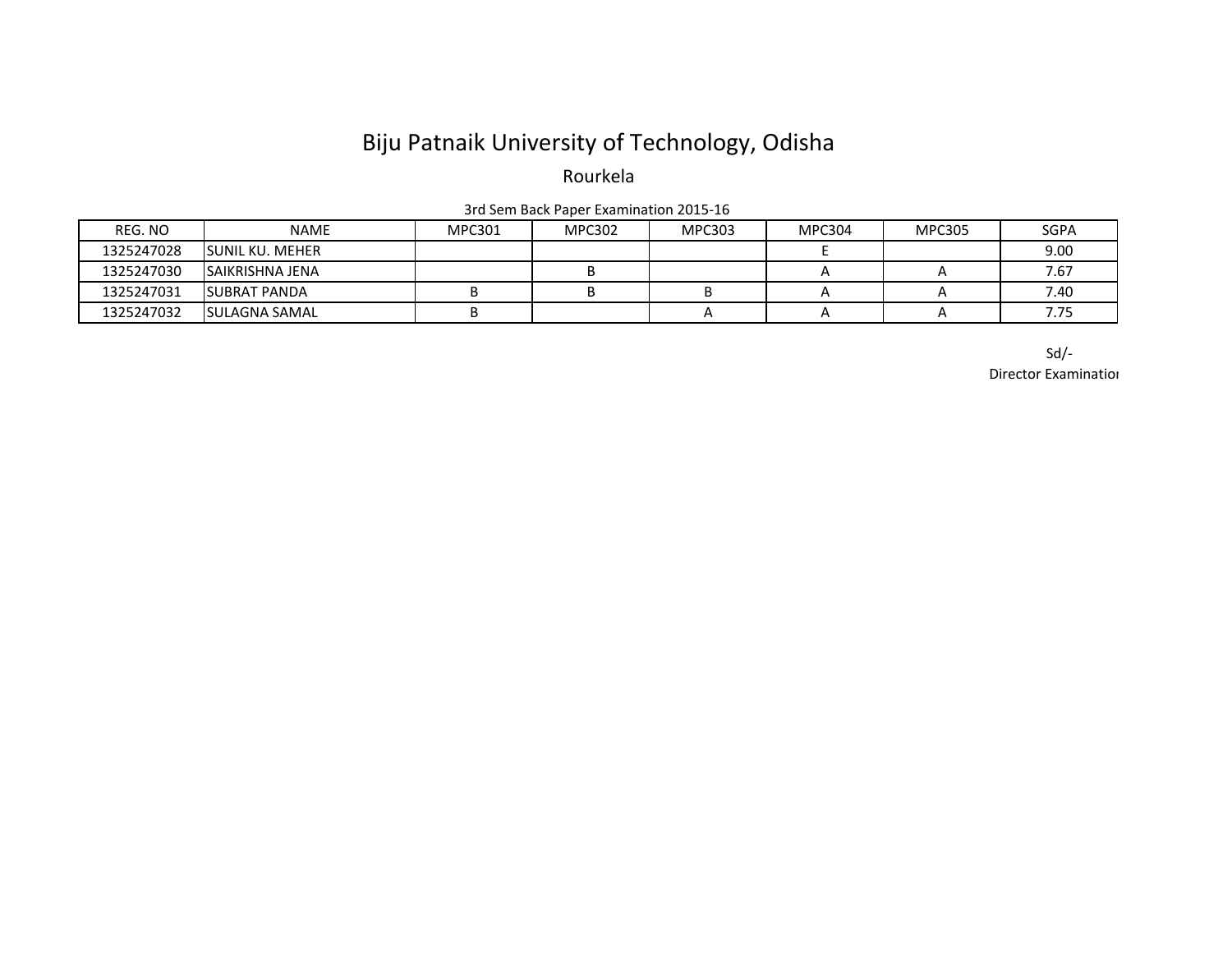# Biju Patnaik University of Technology, Odisha

## Rourkela

3rd Sem Back Paper Examination 2015-16

| REG. NO | NAME | MPC301 | MPC302 | MPC303 | MPC304 | MPC305 | SGPA |
|---|---|---|---|---|---|---|---|
| 1325247028 | SUNIL KU. MEHER | | | | E | | 9.00 |
| 1325247030 | SAIKRISHNA JENA | | B | | A | A | 7.67 |
| 1325247031 | SUBRAT PANDA | B | B | B | A | A | 7.40 |
| 1325247032 | SULAGNA SAMAL | B | | A | A | A | 7.75 |

Sd/-

Director Examinatior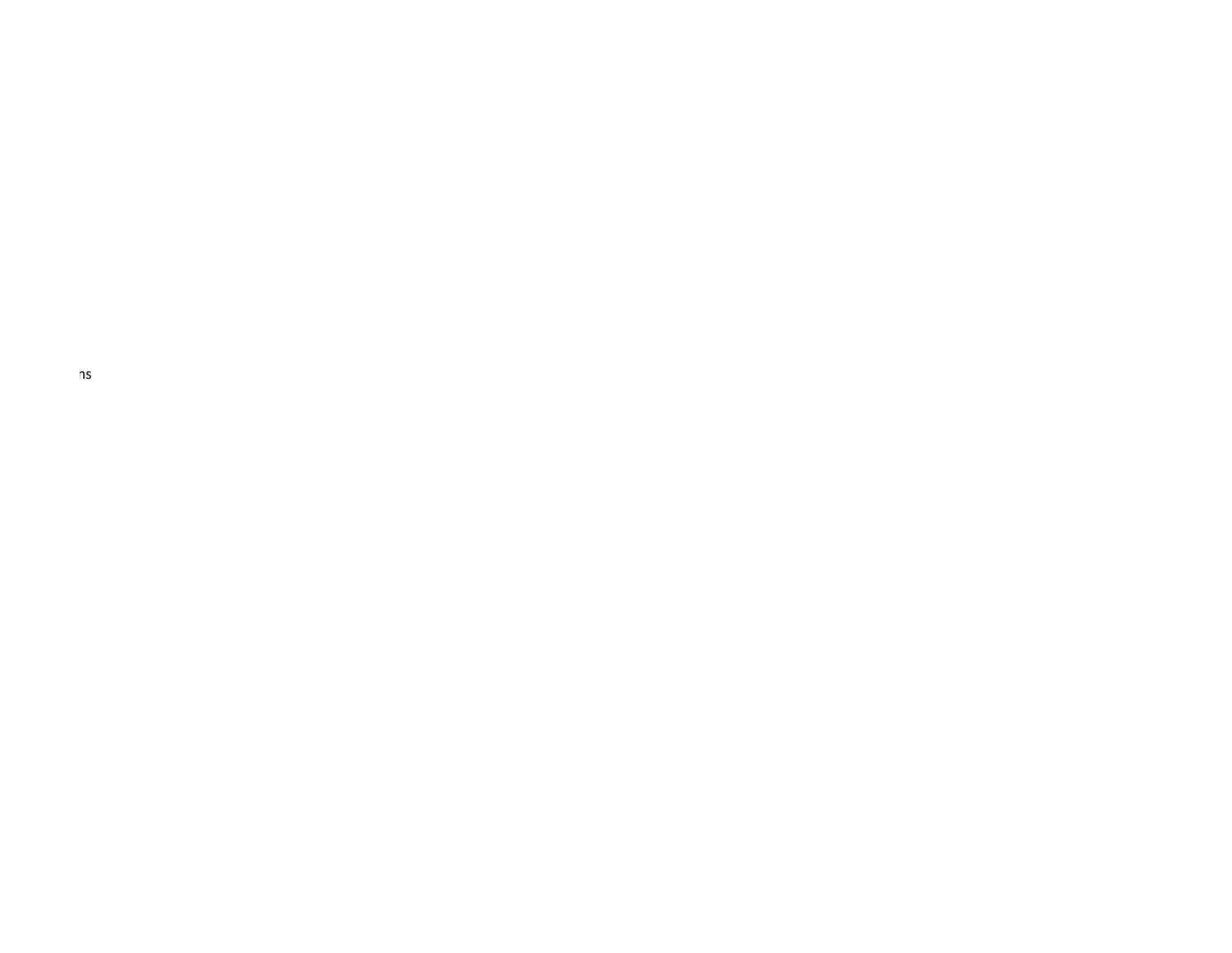ns